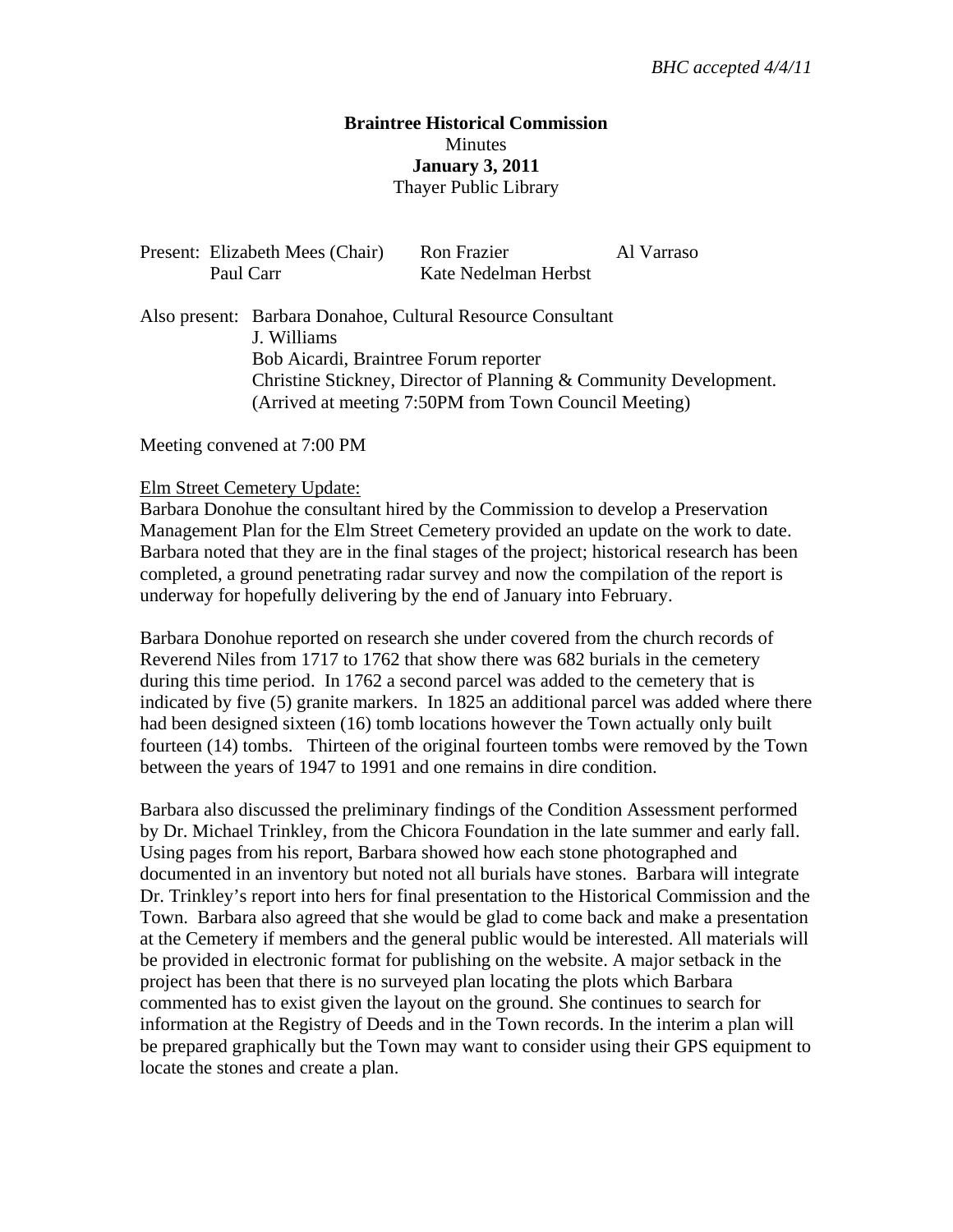*BHC accepted 4/4/11*

**Braintree Historical Commission**
Minutes
**January 3, 2011**
Thayer Public Library

Present: Elizabeth Mees (Chair), Ron Frazier, Al Varraso, Paul Carr, Kate Nedelman Herbst

Also present: Barbara Donahoe, Cultural Resource Consultant
J. Williams
Bob Aicardi, Braintree Forum reporter
Christine Stickney, Director of Planning & Community Development. (Arrived at meeting 7:50PM from Town Council Meeting)

Meeting convened at 7:00 PM

Elm Street Cemetery Update:

Barbara Donohue the consultant hired by the Commission to develop a Preservation Management Plan for the Elm Street Cemetery provided an update on the work to date. Barbara noted that they are in the final stages of the project; historical research has been completed, a ground penetrating radar survey and now the compilation of the report is underway for hopefully delivering by the end of January into February.

Barbara Donohue reported on research she under covered from the church records of Reverend Niles from 1717 to 1762 that show there was 682 burials in the cemetery during this time period. In 1762 a second parcel was added to the cemetery that is indicated by five (5) granite markers. In 1825 an additional parcel was added where there had been designed sixteen (16) tomb locations however the Town actually only built fourteen (14) tombs. Thirteen of the original fourteen tombs were removed by the Town between the years of 1947 to 1991 and one remains in dire condition.

Barbara also discussed the preliminary findings of the Condition Assessment performed by Dr. Michael Trinkley, from the Chicora Foundation in the late summer and early fall. Using pages from his report, Barbara showed how each stone photographed and documented in an inventory but noted not all burials have stones. Barbara will integrate Dr. Trinkley's report into hers for final presentation to the Historical Commission and the Town. Barbara also agreed that she would be glad to come back and make a presentation at the Cemetery if members and the general public would be interested. All materials will be provided in electronic format for publishing on the website. A major setback in the project has been that there is no surveyed plan locating the plots which Barbara commented has to exist given the layout on the ground. She continues to search for information at the Registry of Deeds and in the Town records. In the interim a plan will be prepared graphically but the Town may want to consider using their GPS equipment to locate the stones and create a plan.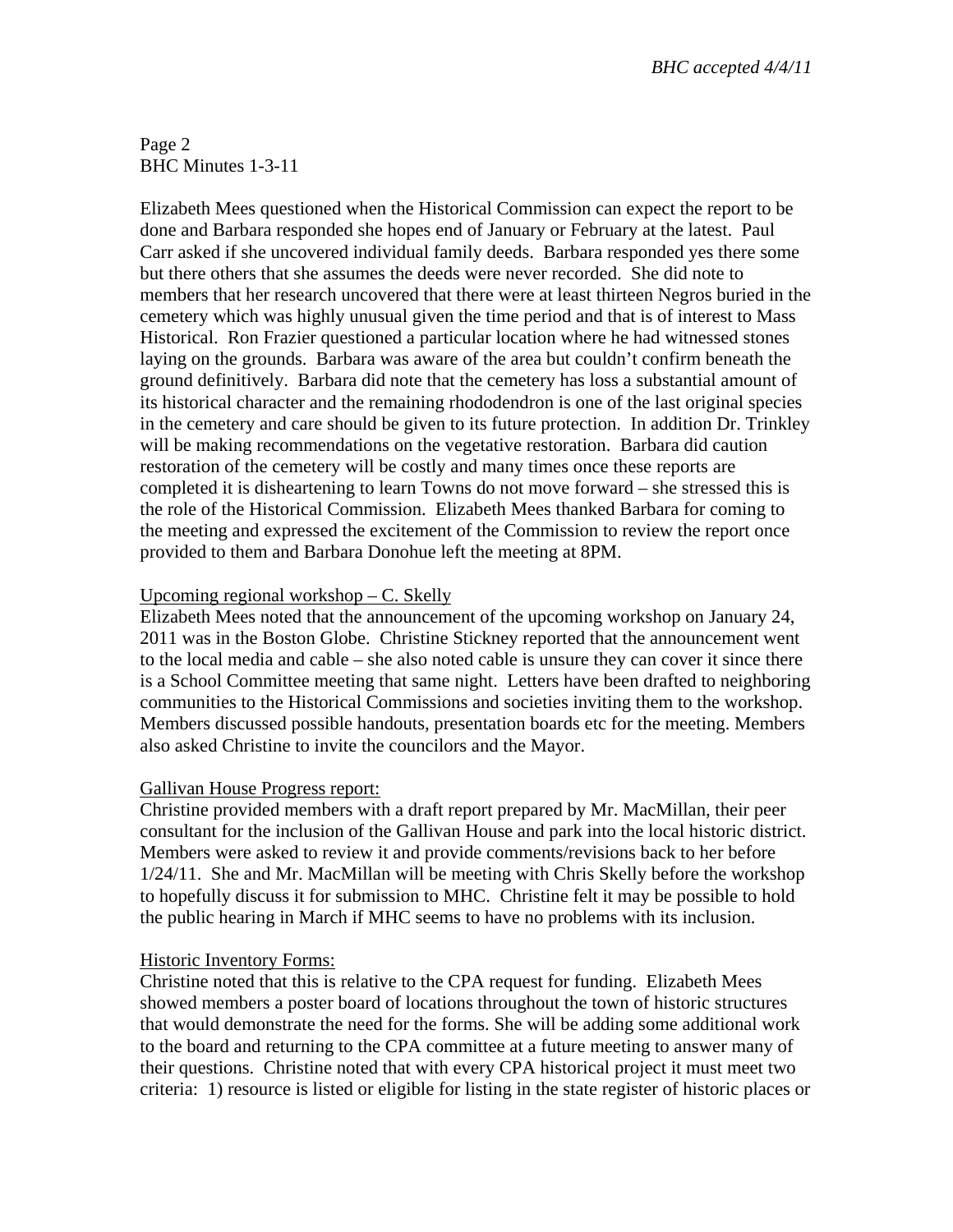Elizabeth Mees questioned when the Historical Commission can expect the report to be done and Barbara responded she hopes end of January or February at the latest. Paul Carr asked if she uncovered individual family deeds. Barbara responded yes there some but there others that she assumes the deeds were never recorded. She did note to members that her research uncovered that there were at least thirteen Negros buried in the cemetery which was highly unusual given the time period and that is of interest to Mass Historical. Ron Frazier questioned a particular location where he had witnessed stones laying on the grounds. Barbara was aware of the area but couldn't confirm beneath the ground definitively. Barbara did note that the cemetery has loss a substantial amount of its historical character and the remaining rhododendron is one of the last original species in the cemetery and care should be given to its future protection. In addition Dr. Trinkley will be making recommendations on the vegetative restoration. Barbara did caution restoration of the cemetery will be costly and many times once these reports are completed it is disheartening to learn Towns do not move forward – she stressed this is the role of the Historical Commission. Elizabeth Mees thanked Barbara for coming to the meeting and expressed the excitement of the Commission to review the report once provided to them and Barbara Donohue left the meeting at 8PM.

<u>Upcoming regional workshop – C. Skelly</u>

Elizabeth Mees noted that the announcement of the upcoming workshop on January 24, 2011 was in the Boston Globe. Christine Stickney reported that the announcement went to the local media and cable – she also noted cable is unsure they can cover it since there is a School Committee meeting that same night. Letters have been drafted to neighboring communities to the Historical Commissions and societies inviting them to the workshop. Members discussed possible handouts, presentation boards etc for the meeting. Members also asked Christine to invite the councilors and the Mayor.

<u>Gallivan House Progress report:</u>

Christine provided members with a draft report prepared by Mr. MacMillan, their peer consultant for the inclusion of the Gallivan House and park into the local historic district. Members were asked to review it and provide comments/revisions back to her before 1/24/11. She and Mr. MacMillan will be meeting with Chris Skelly before the workshop to hopefully discuss it for submission to MHC. Christine felt it may be possible to hold the public hearing in March if MHC seems to have no problems with its inclusion.

<u>Historic Inventory Forms:</u>

Christine noted that this is relative to the CPA request for funding. Elizabeth Mees showed members a poster board of locations throughout the town of historic structures that would demonstrate the need for the forms. She will be adding some additional work to the board and returning to the CPA committee at a future meeting to answer many of their questions. Christine noted that with every CPA historical project it must meet two criteria: 1) resource is listed or eligible for listing in the state register of historic places or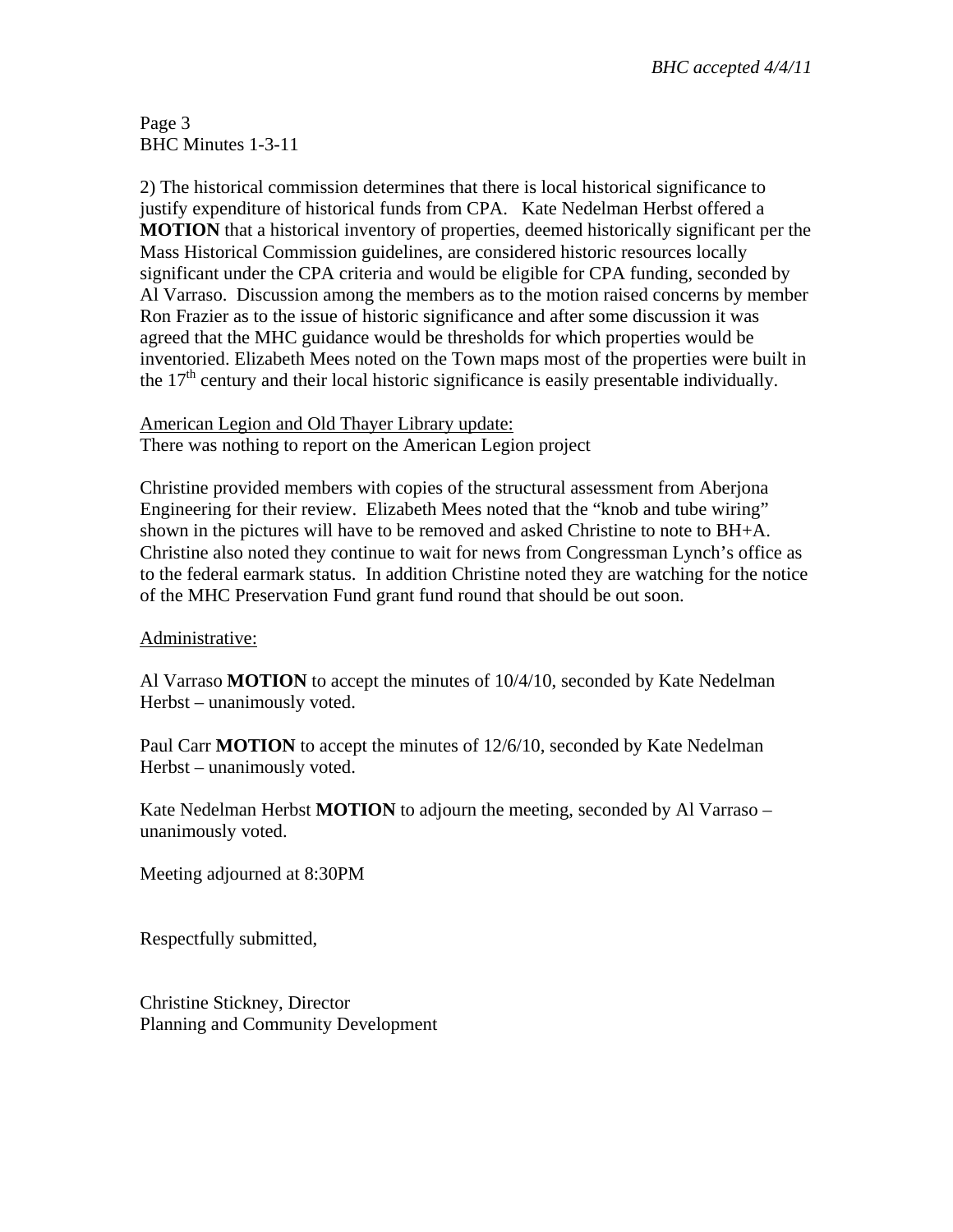*BHC accepted 4/4/11*

Page 3
BHC Minutes 1-3-11

2) The historical commission determines that there is local historical significance to justify expenditure of historical funds from CPA. Kate Nedelman Herbst offered a **MOTION** that a historical inventory of properties, deemed historically significant per the Mass Historical Commission guidelines, are considered historic resources locally significant under the CPA criteria and would be eligible for CPA funding, seconded by Al Varraso. Discussion among the members as to the motion raised concerns by member Ron Frazier as to the issue of historic significance and after some discussion it was agreed that the MHC guidance would be thresholds for which properties would be inventoried. Elizabeth Mees noted on the Town maps most of the properties were built in the 17th century and their local historic significance is easily presentable individually.

<u>American Legion and Old Thayer Library update:</u>
There was nothing to report on the American Legion project

Christine provided members with copies of the structural assessment from Aberjona Engineering for their review. Elizabeth Mees noted that the "knob and tube wiring" shown in the pictures will have to be removed and asked Christine to note to BH+A. Christine also noted they continue to wait for news from Congressman Lynch's office as to the federal earmark status. In addition Christine noted they are watching for the notice of the MHC Preservation Fund grant fund round that should be out soon.

<u>Administrative:</u>

Al Varraso **MOTION** to accept the minutes of 10/4/10, seconded by Kate Nedelman Herbst – unanimously voted.

Paul Carr **MOTION** to accept the minutes of 12/6/10, seconded by Kate Nedelman Herbst – unanimously voted.

Kate Nedelman Herbst **MOTION** to adjourn the meeting, seconded by Al Varraso – unanimously voted.

Meeting adjourned at 8:30PM

Respectfully submitted,

Christine Stickney, Director
Planning and Community Development